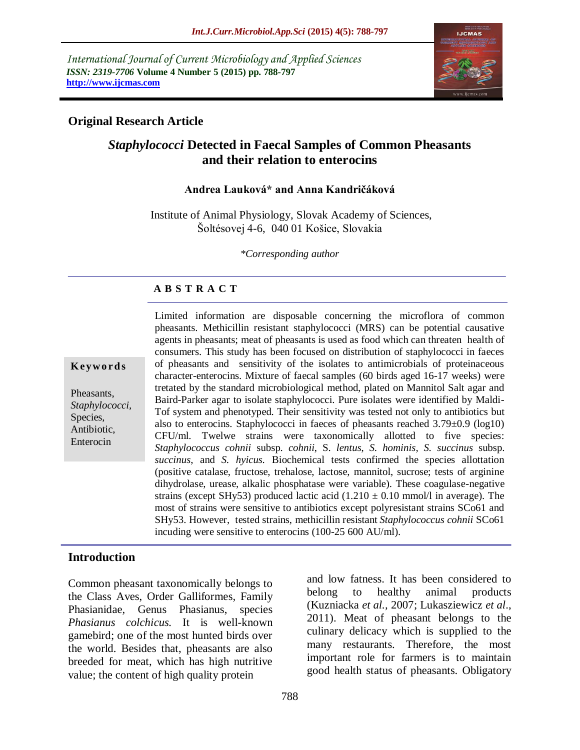International Journal of Current Microbiology and Applied Sciences
*ISSN: 2319-7706* **Volume 4 Number 5 (2015) pp. 788-797**
**http://www.ijcmas.com**

**Original Research Article**

# *Staphylococci* Detected in Faecal Samples of Common Pheasants and their relation to enterocins

**Andrea Lauková\* and Anna Kandričáková**

Institute of Animal Physiology, Slovak Academy of Sciences, Šoltésovej 4-6, 040 01 Košice, Slovakia

*\*Corresponding author*

## ABSTRACT

**Keywords**

Pheasants, *Staphylococci*, Species, Antibiotic, Enterocin

Limited information are disposable concerning the microflora of common pheasants. Methicillin resistant staphylococci (MRS) can be potential causative agents in pheasants; meat of pheasants is used as food which can threaten health of consumers. This study has been focused on distribution of staphylococci in faeces of pheasants and sensitivity of the isolates to antimicrobials of proteinaceous character-enterocins. Mixture of faecal samples (60 birds aged 16-17 weeks) were tretated by the standard microbiological method, plated on Mannitol Salt agar and Baird-Parker agar to isolate staphylococci. Pure isolates were identified by Maldi-Tof system and phenotyped. Their sensitivity was tested not only to antibiotics but also to enterocins. Staphylococci in faeces of pheasants reached 3.79±0.9 (log10) CFU/ml. Twelwe strains were taxonomically allotted to five species: *Staphylococcus cohnii* subsp. *cohnii*, S. *lentus*, *S. hominis*, *S. succinus* subsp. *succinus*, and *S. hyicus*. Biochemical tests confirmed the species allottation (positive catalase, fructose, trehalose, lactose, mannitol, sucrose; tests of arginine dihydrolase, urease, alkalic phosphatase were variable). These coagulase-negative strains (except SHy53) produced lactic acid ($1.210 \pm 0.10$ mmol/l in average). The most of strains were sensitive to antibiotics except polyresistant strains SCo61 and SHy53. However, tested strains, methicillin resistant *Staphylococcus cohnii* SCo61 incuding were sensitive to enterocins (100-25 600 AU/ml).

## Introduction

Common pheasant taxonomically belongs to the Class Aves, Order Galliformes, Family Phasianidae, Genus Phasianus, species *Phasianus colchicus*. It is well-known gamebird; one of the most hunted birds over the world. Besides that, pheasants are also breeded for meat, which has high nutritive value; the content of high quality protein and low fatness. It has been considered to belong to healthy animal products (Kuzniacka *et al.*, 2007; Lukasziewicz *et al.*, 2011). Meat of pheasant belongs to the culinary delicacy which is supplied to the many restaurants. Therefore, the most important role for farmers is to maintain good health status of pheasants. Obligatory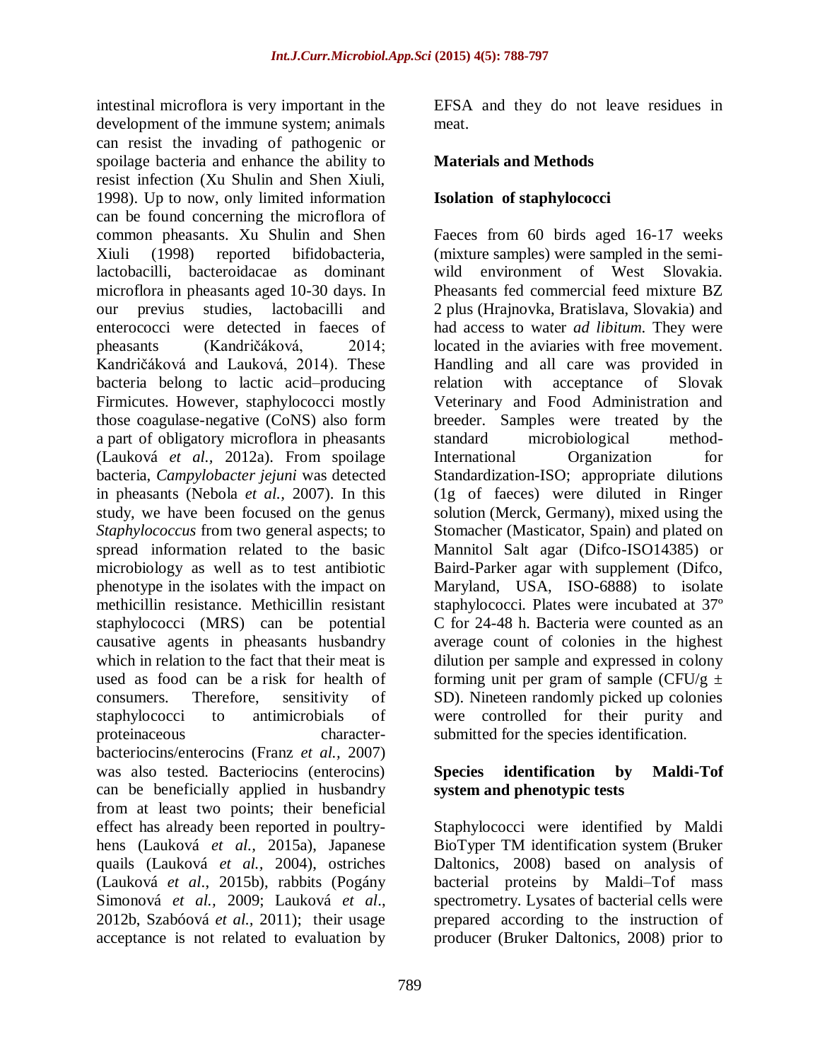intestinal microflora is very important in the development of the immune system; animals can resist the invading of pathogenic or spoilage bacteria and enhance the ability to resist infection (Xu Shulin and Shen Xiuli, 1998). Up to now, only limited information can be found concerning the microflora of common pheasants. Xu Shulin and Shen Xiuli (1998) reported bifidobacteria, lactobacilli, bacteroidacae as dominant microflora in pheasants aged 10-30 days. In our previus studies, lactobacilli and enterococci were detected in faeces of pheasants (Kandričáková, 2014; Kandričáková and Lauková, 2014). These bacteria belong to lactic acid–producing Firmicutes. However, staphylococci mostly those coagulase-negative (CoNS) also form a part of obligatory microflora in pheasants (Lauková *et al.,* 2012a). From spoilage bacteria, *Campylobacter jejuni* was detected in pheasants (Nebola *et al.,* 2007). In this study, we have been focused on the genus *Staphylococcus* from two general aspects; to spread information related to the basic microbiology as well as to test antibiotic phenotype in the isolates with the impact on methicillin resistance. Methicillin resistant staphylococci (MRS) can be potential causative agents in pheasants husbandry which in relation to the fact that their meat is used as food can be a risk for health of consumers. Therefore, sensitivity of staphylococci to antimicrobials of proteinaceous character-bacteriocins/enterocins (Franz *et al.,* 2007) was also tested. Bacteriocins (enterocins) can be beneficially applied in husbandry from at least two points; their beneficial effect has already been reported in poultry-hens (Lauková *et al.,* 2015a), Japanese quails (Lauková *et al.,* 2004), ostriches (Lauková *et al*., 2015b), rabbits (Pogány Simonová *et al.,* 2009; Lauková *et al*., 2012b, Szabóová *et al.,* 2011); their usage acceptance is not related to evaluation by EFSA and they do not leave residues in meat.

## Materials and Methods

### Isolation of staphylococci

Faeces from 60 birds aged 16-17 weeks (mixture samples) were sampled in the semi-wild environment of West Slovakia. Pheasants fed commercial feed mixture BZ 2 plus (Hrajnovka, Bratislava, Slovakia) and had access to water *ad libitum.* They were located in the aviaries with free movement. Handling and all care was provided in relation with acceptance of Slovak Veterinary and Food Administration and breeder. Samples were treated by the standard microbiological method-International Organization for Standardization-ISO; appropriate dilutions (1g of faeces) were diluted in Ringer solution (Merck, Germany), mixed using the Stomacher (Masticator, Spain) and plated on Mannitol Salt agar (Difco-ISO14385) or Baird-Parker agar with supplement (Difco, Maryland, USA, ISO-6888) to isolate staphylococci. Plates were incubated at 37º C for 24-48 h. Bacteria were counted as an average count of colonies in the highest dilution per sample and expressed in colony forming unit per gram of sample (CFU/g ± SD). Nineteen randomly picked up colonies were controlled for their purity and submitted for the species identification.

### Species identification by Maldi-Tof system and phenotypic tests

Staphylococci were identified by Maldi BioTyper TM identification system (Bruker Daltonics, 2008) based on analysis of bacterial proteins by Maldi–Tof mass spectrometry. Lysates of bacterial cells were prepared according to the instruction of producer (Bruker Daltonics, 2008) prior to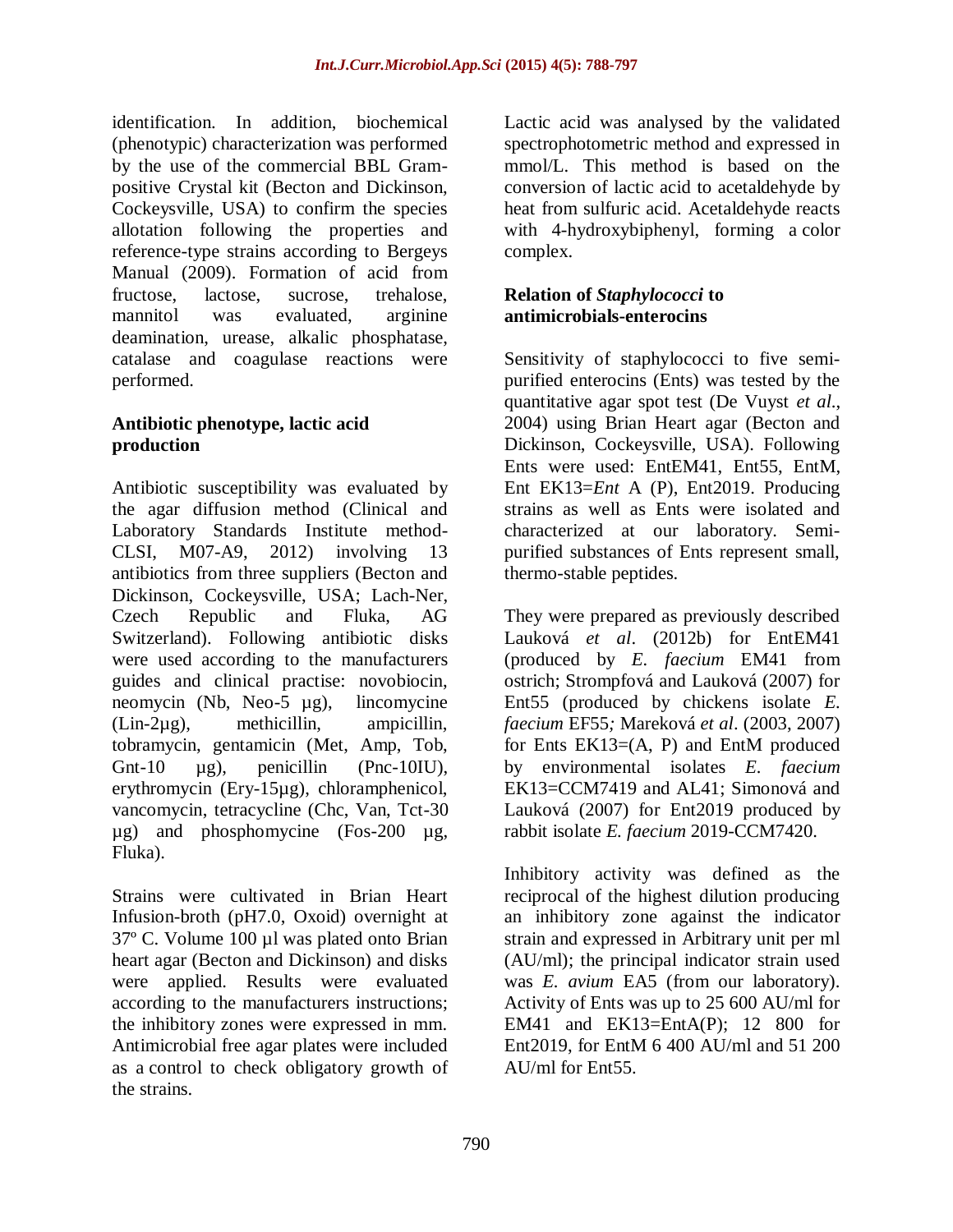identification. In addition, biochemical (phenotypic) characterization was performed by the use of the commercial BBL Gram-positive Crystal kit (Becton and Dickinson, Cockeysville, USA) to confirm the species allotation following the properties and reference-type strains according to Bergeys Manual (2009). Formation of acid from fructose, lactose, sucrose, trehalose, mannitol was evaluated, arginine deamination, urease, alkalic phosphatase, catalase and coagulase reactions were performed.

### Antibiotic phenotype, lactic acid production

Antibiotic susceptibility was evaluated by the agar diffusion method (Clinical and Laboratory Standards Institute method-CLSI, M07-A9, 2012) involving 13 antibiotics from three suppliers (Becton and Dickinson, Cockeysville, USA; Lach-Ner, Czech Republic and Fluka, AG Switzerland). Following antibiotic disks were used according to the manufacturers guides and clinical practise: novobiocin, neomycin (Nb, Neo-5 µg), lincomycine (Lin-2µg), methicillin, ampicillin, tobramycin, gentamicin (Met, Amp, Tob, Gnt-10 µg), penicillin (Pnc-10IU), erythromycin (Ery-15µg), chloramphenicol, vancomycin, tetracycline (Chc, Van, Tct-30 µg) and phosphomycine (Fos-200 µg, Fluka).

Strains were cultivated in Brian Heart Infusion-broth (pH7.0, Oxoid) overnight at 37º C. Volume 100 µl was plated onto Brian heart agar (Becton and Dickinson) and disks were applied. Results were evaluated according to the manufacturers instructions; the inhibitory zones were expressed in mm. Antimicrobial free agar plates were included as a control to check obligatory growth of the strains.

Lactic acid was analysed by the validated spectrophotometric method and expressed in mmol/L. This method is based on the conversion of lactic acid to acetaldehyde by heat from sulfuric acid. Acetaldehyde reacts with 4-hydroxybiphenyl, forming a color complex.

### Relation of *Staphylococci* to antimicrobials-enterocins

Sensitivity of staphylococci to five semi-purified enterocins (Ents) was tested by the quantitative agar spot test (De Vuyst *et al*., 2004) using Brian Heart agar (Becton and Dickinson, Cockeysville, USA). Following Ents were used: EntEM41, Ent55, EntM, Ent EK13=*Ent* A (P), Ent2019. Producing strains as well as Ents were isolated and characterized at our laboratory. Semi-purified substances of Ents represent small, thermo-stable peptides.

They were prepared as previously described Lauková *et al*. (2012b) for EntEM41 (produced by *E. faecium* EM41 from ostrich; Strompfová and Lauková (2007) for Ent55 (produced by chickens isolate *E. faecium* EF55*;* Mareková *et al*. (2003, 2007) for Ents EK13=(A, P) and EntM produced by environmental isolates *E. faecium* EK13=CCM7419 and AL41; Simonová and Lauková (2007) for Ent2019 produced by rabbit isolate *E. faecium* 2019-CCM7420.

Inhibitory activity was defined as the reciprocal of the highest dilution producing an inhibitory zone against the indicator strain and expressed in Arbitrary unit per ml (AU/ml); the principal indicator strain used was *E. avium* EA5 (from our laboratory). Activity of Ents was up to 25 600 AU/ml for EM41 and EK13=EntA(P); 12 800 for Ent2019, for EntM 6 400 AU/ml and 51 200 AU/ml for Ent55.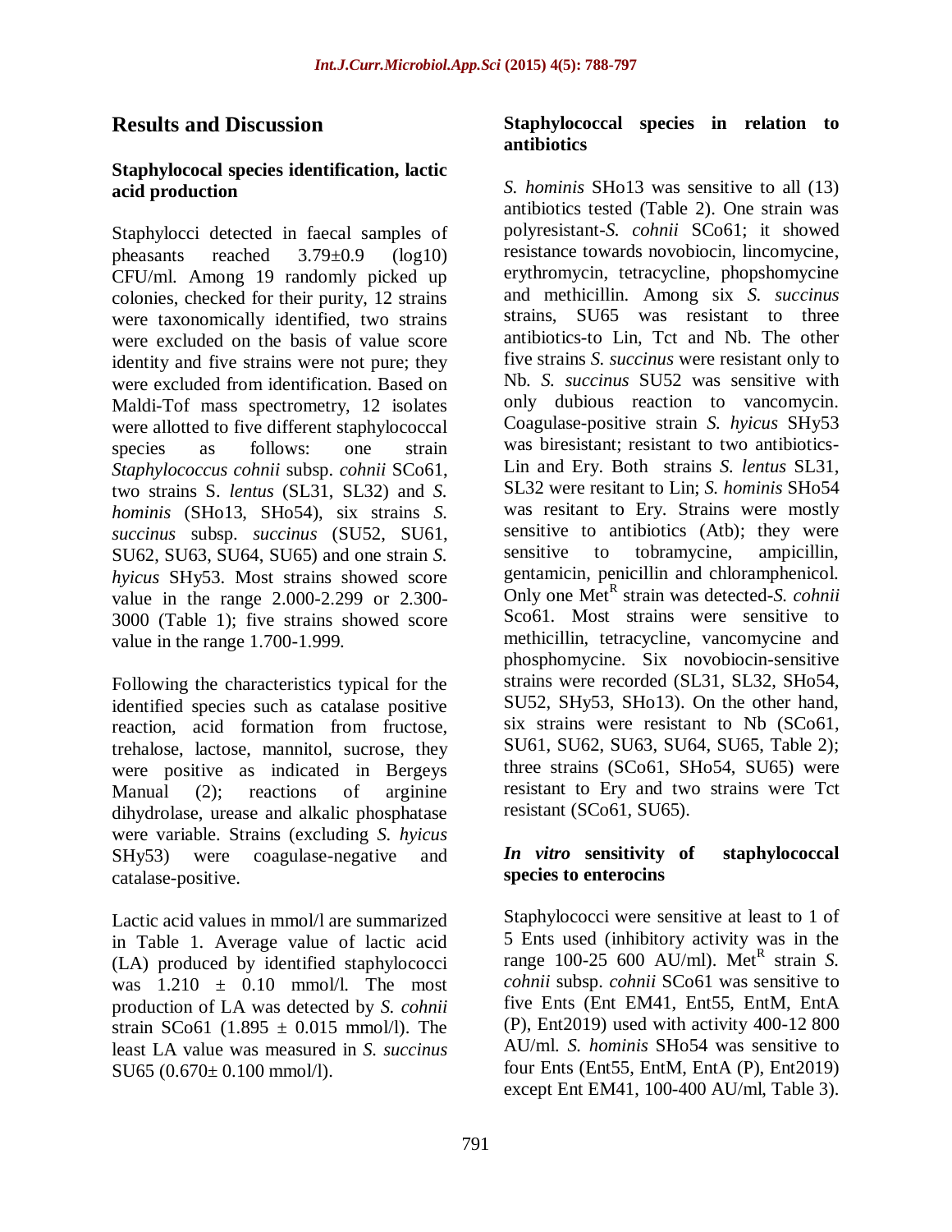## Results and Discussion

### Staphylococal species identification, lactic acid production

Staphylocci detected in faecal samples of pheasants reached 3.79±0.9 (log10) CFU/ml. Among 19 randomly picked up colonies, checked for their purity, 12 strains were taxonomically identified, two strains were excluded on the basis of value score identity and five strains were not pure; they were excluded from identification. Based on Maldi-Tof mass spectrometry, 12 isolates were allotted to five different staphylococcal species as follows: one strain *Staphylococcus cohnii* subsp. *cohnii* SCo61, two strains S. *lentus* (SL31, SL32) and *S. hominis* (SHo13, SHo54), six strains *S. succinus* subsp. *succinus* (SU52, SU61, SU62, SU63, SU64, SU65) and one strain *S. hyicus* SHy53. Most strains showed score value in the range 2.000-2.299 or 2.300-3000 (Table 1); five strains showed score value in the range 1.700-1.999.

Following the characteristics typical for the identified species such as catalase positive reaction, acid formation from fructose, trehalose, lactose, mannitol, sucrose, they were positive as indicated in Bergeys Manual (2); reactions of arginine dihydrolase, urease and alkalic phosphatase were variable. Strains (excluding *S. hyicus* SHy53) were coagulase-negative and catalase-positive.

Lactic acid values in mmol/l are summarized in Table 1. Average value of lactic acid (LA) produced by identified staphylococci was 1.210 ± 0.10 mmol/l. The most production of LA was detected by *S. cohnii* strain SCo61 (1.895 ± 0.015 mmol/l). The least LA value was measured in *S. succinus* SU65 (0.670± 0.100 mmol/l).

### Staphylococcal species in relation to antibiotics

*S. hominis* SHo13 was sensitive to all (13) antibiotics tested (Table 2). One strain was polyresistant-*S. cohnii* SCo61; it showed resistance towards novobiocin, lincomycine, erythromycin, tetracycline, phopshomycine and methicillin. Among six *S. succinus* strains, SU65 was resistant to three antibiotics-to Lin, Tct and Nb. The other five strains *S. succinus* were resistant only to Nb. *S. succinus* SU52 was sensitive with only dubious reaction to vancomycin. Coagulase-positive strain *S. hyicus* SHy53 was biresistant; resistant to two antibiotics-Lin and Ery. Both strains *S. lentus* SL31, SL32 were resitant to Lin; *S. hominis* SHo54 was resitant to Ery. Strains were mostly sensitive to antibiotics (Atb); they were sensitive to tobramycine, ampicillin, gentamicin, penicillin and chloramphenicol. Only one $Met^R$ strain was detected-*S. cohnii* Sco61. Most strains were sensitive to methicillin, tetracycline, vancomycine and phosphomycine. Six novobiocin-sensitive strains were recorded (SL31, SL32, SHo54, SU52, SHy53, SHo13). On the other hand, six strains were resistant to Nb (SCo61, SU61, SU62, SU63, SU64, SU65, Table 2); three strains (SCo61, SHo54, SU65) were resistant to Ery and two strains were Tct resistant (SCo61, SU65).

### *In vitro* sensitivity of staphylococcal species to enterocins

Staphylococci were sensitive at least to 1 of 5 Ents used (inhibitory activity was in the range 100-25 600 AU/ml). $Met^R$ strain *S. cohnii* subsp. *cohnii* SCo61 was sensitive to five Ents (Ent EM41, Ent55, EntM, EntA (P), Ent2019) used with activity 400-12 800 AU/ml. *S. hominis* SHo54 was sensitive to four Ents (Ent55, EntM, EntA (P), Ent2019) except Ent EM41, 100-400 AU/ml, Table 3).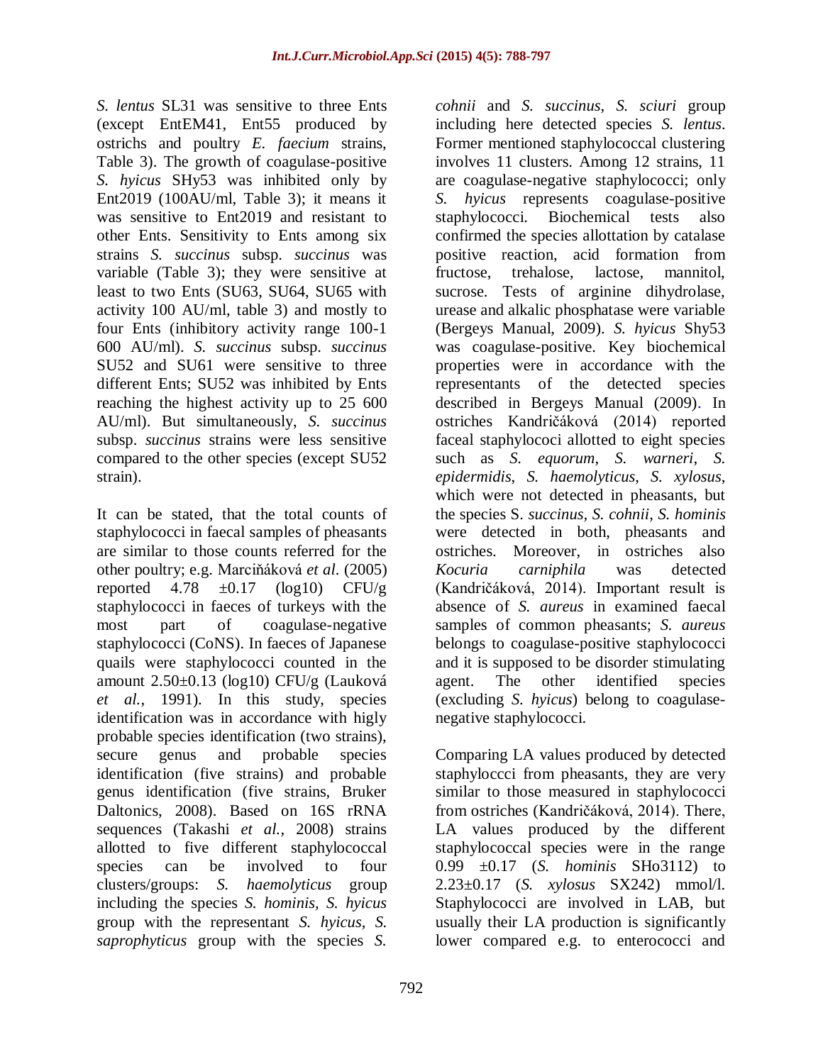*S. lentus* SL31 was sensitive to three Ents (except EntEM41, Ent55 produced by ostrichs and poultry *E. faecium* strains, Table 3). The growth of coagulase-positive *S. hyicus* SHy53 was inhibited only by Ent2019 (100AU/ml, Table 3); it means it was sensitive to Ent2019 and resistant to other Ents. Sensitivity to Ents among six strains *S. succinus* subsp. *succinus* was variable (Table 3); they were sensitive at least to two Ents (SU63, SU64, SU65 with activity 100 AU/ml, table 3) and mostly to four Ents (inhibitory activity range 100-1 600 AU/ml). *S. succinus* subsp. *succinus* SU52 and SU61 were sensitive to three different Ents; SU52 was inhibited by Ents reaching the highest activity up to 25 600 AU/ml). But simultaneously, *S. succinus* subsp. *succinus* strains were less sensitive compared to the other species (except SU52 strain).

It can be stated, that the total counts of staphylococci in faecal samples of pheasants are similar to those counts referred for the other poultry; e.g. Marciňáková *et al*. (2005) reported 4.78 ±0.17 (log10) CFU/g staphylococci in faeces of turkeys with the most part of coagulase-negative staphylococci (CoNS). In faeces of Japanese quails were staphylococci counted in the amount 2.50±0.13 (log10) CFU/g (Lauková *et al.*, 1991). In this study, species identification was in accordance with higly probable species identification (two strains), secure genus and probable species identification (five strains) and probable genus identification (five strains, Bruker Daltonics, 2008). Based on 16S rRNA sequences (Takashi *et al.*, 2008) strains allotted to five different staphylococcal species can be involved to four clusters/groups: *S. haemolyticus* group including the species *S. hominis*, *S. hyicus* group with the representant *S. hyicus*, *S. saprophyticus* group with the species *S. cohnii* and *S. succinus*, *S. sciuri* group including here detected species *S. lentus*. Former mentioned staphylococcal clustering involves 11 clusters. Among 12 strains, 11 are coagulase-negative staphylococci; only *S. hyicus* represents coagulase-positive staphylococci. Biochemical tests also confirmed the species allottation by catalase positive reaction, acid formation from fructose, trehalose, lactose, mannitol, sucrose. Tests of arginine dihydrolase, urease and alkalic phosphatase were variable (Bergeys Manual, 2009). *S. hyicus* Shy53 was coagulase-positive. Key biochemical properties were in accordance with the representants of the detected species described in Bergeys Manual (2009). In ostriches Kandričáková (2014) reported faceal staphylococi allotted to eight species such as *S. equorum*, *S. warneri*, *S. epidermidis*, *S. haemolyticus*, *S. xylosus*, which were not detected in pheasants, but the species S. *succinus*, *S. cohnii*, *S. hominis* were detected in both, pheasants and ostriches. Moreover, in ostriches also *Kocuria carniphila* was detected (Kandričáková, 2014). Important result is absence of *S. aureus* in examined faecal samples of common pheasants; *S. aureus* belongs to coagulase-positive staphylococci and it is supposed to be disorder stimulating agent. The other identified species (excluding *S. hyicus*) belong to coagulase-negative staphylococci.

Comparing LA values produced by detected staphyloccci from pheasants, they are very similar to those measured in staphylococci from ostriches (Kandričáková, 2014). There, LA values produced by the different staphylococcal species were in the range 0.99 ±0.17 (*S. hominis* SHo3112) to 2.23±0.17 (*S. xylosus* SX242) mmol/l. Staphylococci are involved in LAB, but usually their LA production is significantly lower compared e.g. to enterococci and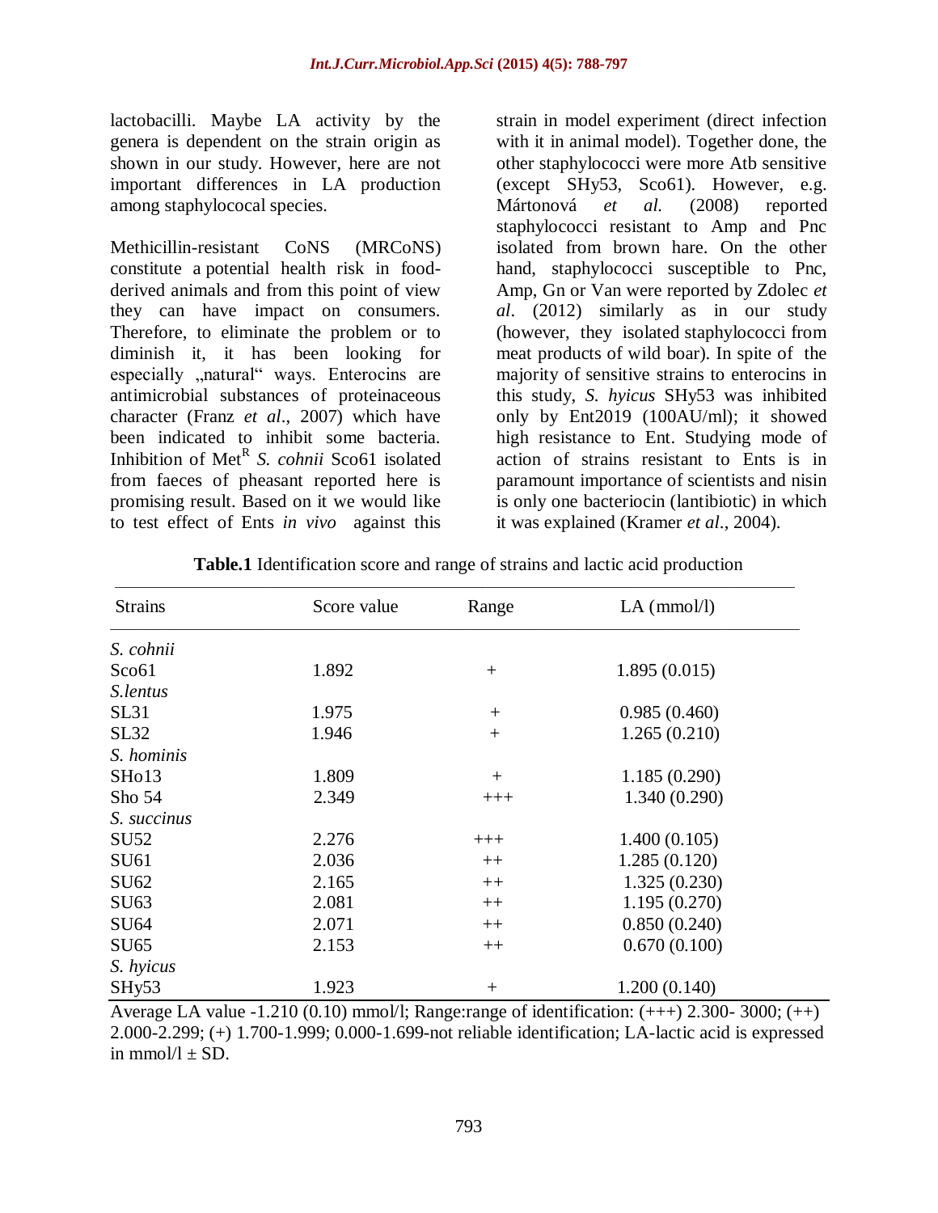lactobacilli. Maybe LA activity by the genera is dependent on the strain origin as shown in our study. However, here are not important differences in LA production among staphylococal species.

Methicillin-resistant CoNS (MRCoNS) constitute a potential health risk in food-derived animals and from this point of view they can have impact on consumers. Therefore, to eliminate the problem or to diminish it, it has been looking for especially „natural“ ways. Enterocins are antimicrobial substances of proteinaceous character (Franz *et al*., 2007) which have been indicated to inhibit some bacteria. Inhibition of Met$^R$ *S. cohnii* Sco61 isolated from faeces of pheasant reported here is promising result. Based on it we would like to test effect of Ents *in vivo* against this strain in model experiment (direct infection with it in animal model). Together done, the other staphylococci were more Atb sensitive (except SHy53, Sco61). However, e.g. Mártonová *et al.* (2008) reported staphylococci resistant to Amp and Pnc isolated from brown hare. On the other hand, staphylococci susceptible to Pnc, Amp, Gn or Van were reported by Zdolec *et al*. (2012) similarly as in our study (however, they isolated staphylococci from meat products of wild boar). In spite of the majority of sensitive strains to enterocins in this study, *S. hyicus* SHy53 was inhibited only by Ent2019 (100AU/ml); it showed high resistance to Ent. Studying mode of action of strains resistant to Ents is in paramount importance of scientists and nisin is only one bacteriocin (lantibiotic) in which it was explained (Kramer *et al*., 2004).

**Table.1** Identification score and range of strains and lactic acid production

| Strains | Score value | Range | LA (mmol/l) |
|---|---|---|---|
| *S. cohnii* | | | |
| Sco61 | 1.892 | + | 1.895 (0.015) |
| *S.lentus* | | | |
| SL31 | 1.975 | + | 0.985 (0.460) |
| SL32 | 1.946 | + | 1.265 (0.210) |
| *S. hominis* | | | |
| SHo13 | 1.809 | + | 1.185 (0.290) |
| Sho 54 | 2.349 | +++ | 1.340 (0.290) |
| *S. succinus* | | | |
| SU52 | 2.276 | +++ | 1.400 (0.105) |
| SU61 | 2.036 | ++ | 1.285 (0.120) |
| SU62 | 2.165 | ++ | 1.325 (0.230) |
| SU63 | 2.081 | ++ | 1.195 (0.270) |
| SU64 | 2.071 | ++ | 0.850 (0.240) |
| SU65 | 2.153 | ++ | 0.670 (0.100) |
| *S. hyicus* | | | |
| SHy53 | 1.923 | + | 1.200 (0.140) |

Average LA value -1.210 (0.10) mmol/l; Range:range of identification: (+++) 2.300- 3000; (++) 2.000-2.299; (+) 1.700-1.999; 0.000-1.699-not reliable identification; LA-lactic acid is expressed in mmol/l ± SD.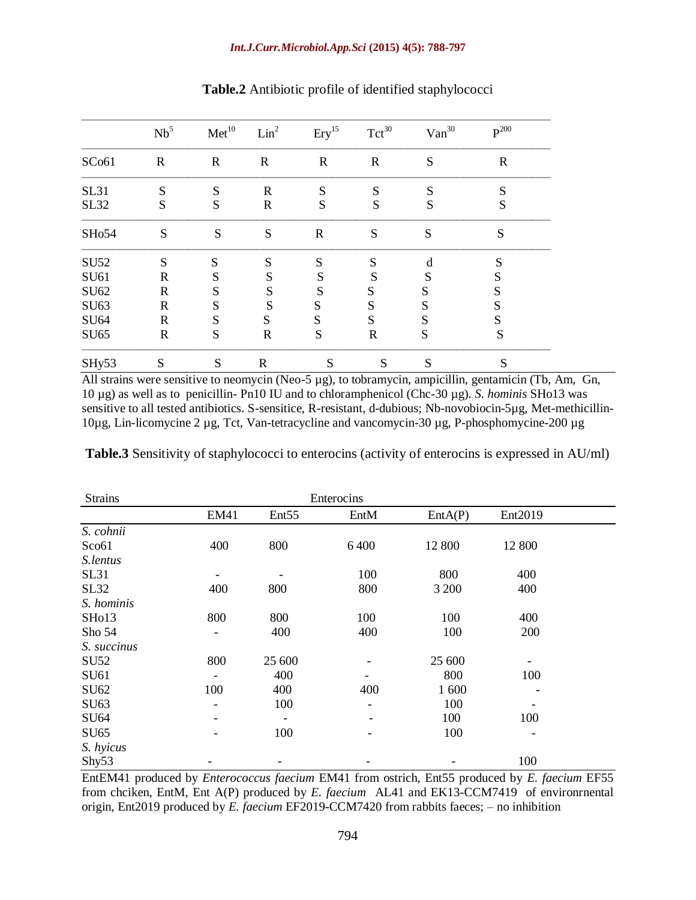**Table.2** Antibiotic profile of identified staphylococci

| | $Nb^{5}$ | $Met^{10}$ | $Lin^{2}$ | $Ery^{15}$ | $Tct^{30}$ | $Van^{30}$ | $P^{200}$ |
|---|---|---|---|---|---|---|---|
| SCo61 | R | R | R | R | R | S | R |
| SL31 | S | S | R | S | S | S | S |
| SL32 | S | S | R | S | S | S | S |
| SHo54 | S | S | S | R | S | S | S |
| SU52 | S | S | S | S | S | d | S |
| SU61 | R | S | S | S | S | S | S |
| SU62 | R | S | S | S | S | S | S |
| SU63 | R | S | S | S | S | S | S |
| SU64 | R | S | S | S | S | S | S |
| SU65 | R | S | R | S | R | S | S |
| SHy53 | S | S | R | S | S | S | S |

All strains were sensitive to neomycin (Neo-5 µg), to tobramycin, ampicillin, gentamicin (Tb, Am, Gn, 10 µg) as well as to penicillin- Pn10 IU and to chloramphenicol (Chc-30 µg). *S. hominis* SHo13 was sensitive to all tested antibiotics. S-sensitice, R-resistant, d-dubious; Nb-novobiocin-5µg, Met-methicillin-10µg, Lin-licomycine 2 µg, Tct, Van-tetracycline and vancomycin-30 µg, P-phosphomycine-200 µg

**Table.3** Sensitivity of staphylococci to enterocins (activity of enterocins is expressed in AU/ml)

| Strains | Enterocins | | | | |
|---|---|---|---|---|---|
| | EM41 | Ent55 | EntM | EntA(P) | Ent2019 |
| *S. cohnii* | | | | | |
| Sco61 | 400 | 800 | 6 400 | 12 800 | 12 800 |
| *S.lentus* | | | | | |
| SL31 | - | - | 100 | 800 | 400 |
| SL32 | 400 | 800 | 800 | 3 200 | 400 |
| *S. hominis* | | | | | |
| SHo13 | 800 | 800 | 100 | 100 | 400 |
| Sho 54 | - | 400 | 400 | 100 | 200 |
| *S. succinus* | | | | | |
| SU52 | 800 | 25 600 | - | 25 600 | - |
| SU61 | - | 400 | - | 800 | 100 |
| SU62 | 100 | 400 | 400 | 1 600 | - |
| SU63 | - | 100 | - | 100 | - |
| SU64 | - | - | - | 100 | 100 |
| SU65 | - | 100 | - | 100 | - |
| *S. hyicus* | | | | | |
| Shy53 | - | - | - | - | 100 |

EntEM41 produced by *Enterococcus faecium* EM41 from ostrich, Ent55 produced by *E. faecium* EF55 from chciken, EntM, Ent A(P) produced by *E. faecium* AL41 and EK13-CCM7419 of environrnental origin, Ent2019 produced by *E. faecium* EF2019-CCM7420 from rabbits faeces; – no inhibition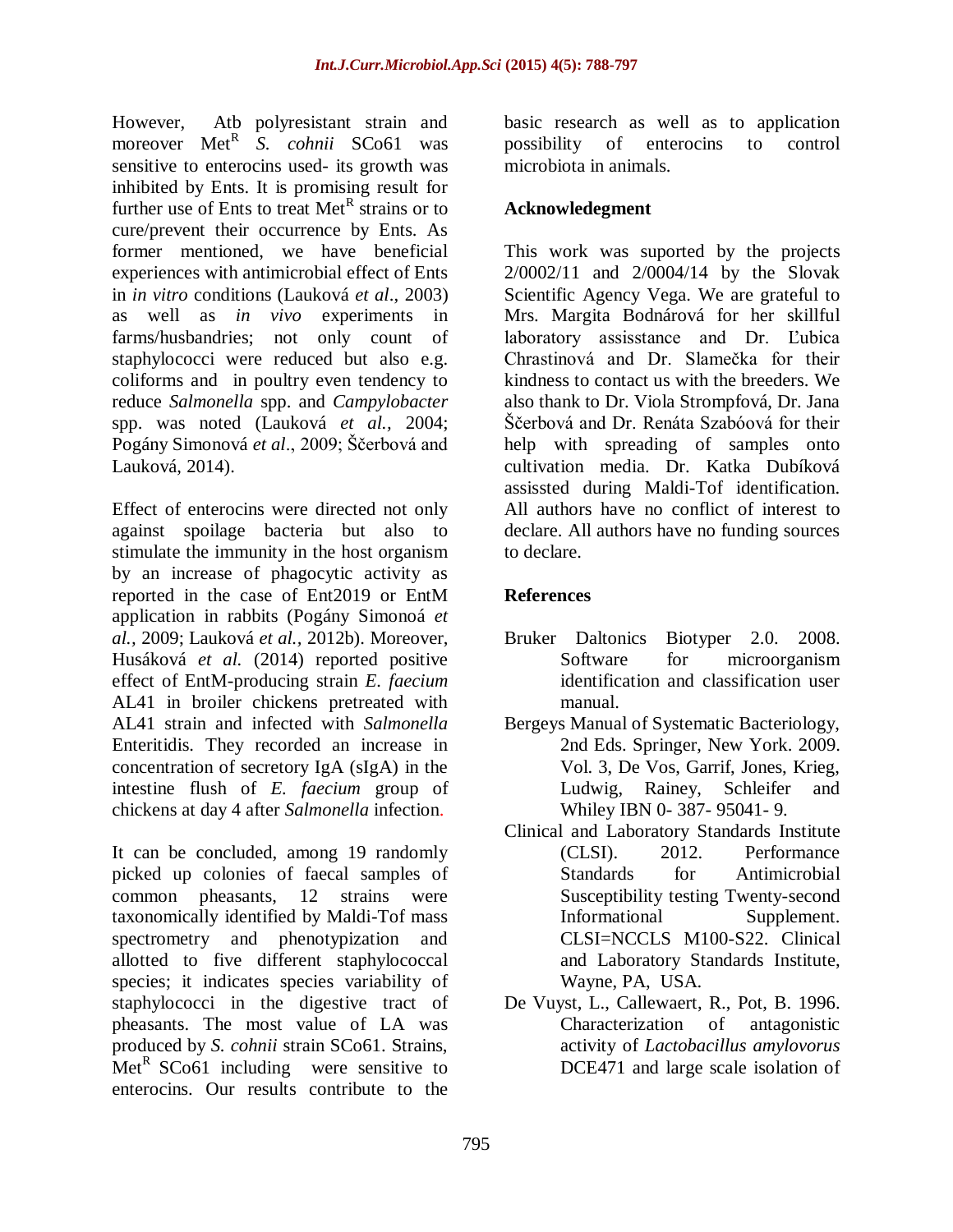However, Atb polyresistant strain and moreover Met$^R$ *S. cohnii* SCo61 was sensitive to enterocins used- its growth was inhibited by Ents. It is promising result for further use of Ents to treat Met$^R$ strains or to cure/prevent their occurrence by Ents. As former mentioned, we have beneficial experiences with antimicrobial effect of Ents in *in vitro* conditions (Lauková *et al*., 2003) as well as *in vivo* experiments in farms/husbandries; not only count of staphylococci were reduced but also e.g. coliforms and in poultry even tendency to reduce *Salmonella* spp. and *Campylobacter* spp. was noted (Lauková *et al.*, 2004; Pogány Simonová *et al*., 2009; Ščerbová and Lauková, 2014).

Effect of enterocins were directed not only against spoilage bacteria but also to stimulate the immunity in the host organism by an increase of phagocytic activity as reported in the case of Ent2019 or EntM application in rabbits (Pogány Simonoá *et al.,* 2009; Lauková *et al.,* 2012b). Moreover, Husáková *et al.* (2014) reported positive effect of EntM-producing strain *E. faecium* AL41 in broiler chickens pretreated with AL41 strain and infected with *Salmonella* Enteritidis. They recorded an increase in concentration of secretory IgA (sIgA) in the intestine flush of *E. faecium* group of chickens at day 4 after *Salmonella* infection.

It can be concluded, among 19 randomly picked up colonies of faecal samples of common pheasants, 12 strains were taxonomically identified by Maldi-Tof mass spectrometry and phenotypization and allotted to five different staphylococcal species; it indicates species variability of staphylococci in the digestive tract of pheasants. The most value of LA was produced by *S. cohnii* strain SCo61. Strains, Met$^R$ SCo61 including were sensitive to enterocins. Our results contribute to the basic research as well as to application possibility of enterocins to control microbiota in animals.

## Acknowledgement

This work was suported by the projects 2/0002/11 and 2/0004/14 by the Slovak Scientific Agency Vega. We are grateful to Mrs. Margita Bodnárová for her skillful laboratory assisstance and Dr. Ľubica Chrastinová and Dr. Slamečka for their kindness to contact us with the breeders. We also thank to Dr. Viola Strompfová, Dr. Jana Ščerbová and Dr. Renáta Szabóová for their help with spreading of samples onto cultivation media. Dr. Katka Dubíková assissted during Maldi-Tof identification. All authors have no conflict of interest to declare. All authors have no funding sources to declare.

## References

Bruker Daltonics Biotyper 2.0. 2008. Software for microorganism identification and classification user manual.

Bergeys Manual of Systematic Bacteriology, 2nd Eds. Springer, New York. 2009. Vol. 3, De Vos, Garrif, Jones, Krieg, Ludwig, Rainey, Schleifer and Whiley IBN 0- 387- 95041- 9.

Clinical and Laboratory Standards Institute (CLSI). 2012. Performance Standards for Antimicrobial Susceptibility testing Twenty-second Informational Supplement. CLSI=NCCLS M100-S22. Clinical and Laboratory Standards Institute, Wayne, PA, USA.

De Vuyst, L., Callewaert, R., Pot, B. 1996. Characterization of antagonistic activity of *Lactobacillus amylovorus* DCE471 and large scale isolation of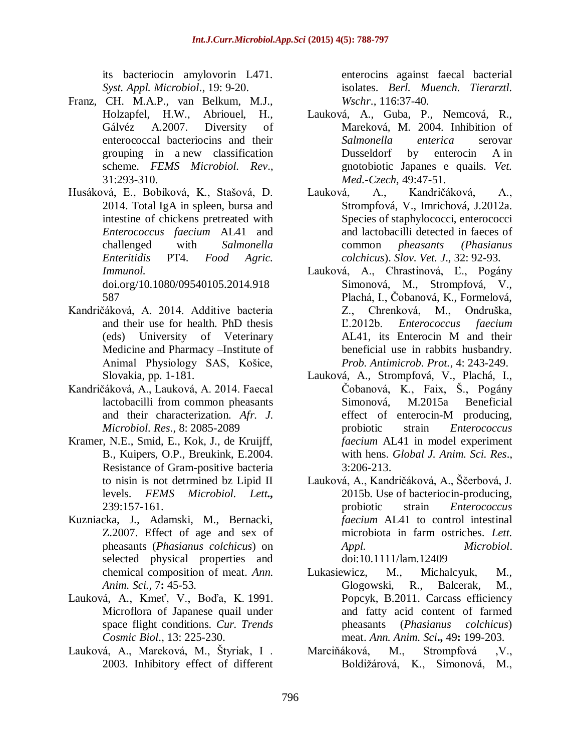its bacteriocin amylovorin L471. *Syst. Appl. Microbiol*., 19: 9-20.

Franz, CH. M.A.P., van Belkum, M.J., Holzapfel, H.W., Abriouel, H., Gálvéz A.2007. Diversity of enterococcal bacteriocins and their grouping in a new classification scheme. *FEMS Microbiol. Rev*., 31:293-310.

Husáková, E., Bobíková, K., Stašová, D. 2014. Total IgA in spleen, bursa and intestine of chickens pretreated with *Enterococcus faecium* AL41 and challenged with *Salmonella Enteritidis* PT4. *Food Agric. Immunol.* doi.org/10.1080/09540105.2014.918587

Kandričáková, A. 2014. Additive bacteria and their use for health. PhD thesis (eds) University of Veterinary Medicine and Pharmacy –Institute of Animal Physiology SAS, Košice, Slovakia, pp. 1-181.

Kandričáková, A., Lauková, A. 2014. Faecal lactobacilli from common pheasants and their characterization. *Afr. J. Microbiol. Res*., 8: 2085-2089

Kramer, N.E., Smid, E., Kok, J., de Kruijff, B., Kuipers, O.P., Breukink, E.2004. Resistance of Gram-positive bacteria to nisin is not detrmined bz Lipid II levels. *FEMS Microbiol. Lett***.,** 239:157-161.

Kuzniacka, J., Adamski, M., Bernacki, Z.2007. Effect of age and sex of pheasants (*Phasianus colchicus*) on selected physical properties and chemical composition of meat. *Ann. Anim. Sci.,* 7**:** 45-53.

Lauková, A., Kmeť, V., Boďa, K. 1991. Microflora of Japanese quail under space flight conditions. *Cur. Trends Cosmic Biol*., 13: 225-230.

Lauková, A., Mareková, M., Štyriak, I . 2003. Inhibitory effect of different enterocins against faecal bacterial isolates. *Berl. Muench. Tierarztl. Wschr*., 116:37-40.

Lauková, A., Guba, P., Nemcová, R., Mareková, M. 2004. Inhibition of *Salmonella enterica* serovar Dusseldorf by enterocin A in gnotobiotic Japanes e quails. *Vet. Med.-Czech,* 49:47-51.

Lauková, A., Kandričáková, A., Strompfová, V., Imrichová, J.2012a. Species of staphylococci, enterococci and lactobacilli detected in faeces of common *pheasants (Phasianus colchicus*). *Slov. Vet. J*., 32: 92-93.

Lauková, A., Chrastinová, Ľ., Pogány Simonová, M., Strompfová, V., Plachá, I., Čobanová, K., Formelová, Z., Chrenková, M., Ondruška, Ľ.2012b. *Enterococcus faecium* AL41, its Enterocin M and their beneficial use in rabbits husbandry. *Prob. Antimicrob. Prot.*, 4: 243-249.

Lauková, A., Strompfová, V., Plachá, I., Čobanová, K., Faix, Š., Pogány Simonová, M.2015a Beneficial effect of enterocin-M producing, probiotic strain *Enterococcus faecium* AL41 in model experiment with hens. *Global J. Anim. Sci. Res*., 3:206-213.

Lauková, A., Kandričáková, A., Ščerbová, J. 2015b. Use of bacteriocin-producing, probiotic strain *Enterococcus faecium* AL41 to control intestinal microbiota in farm ostriches. *Lett. Appl. Microbiol*. doi:10.1111/lam.12409

Lukasiewicz, M., Michalcyuk, M., Glogowski, R., Balcerak, M., Popcyk, B.2011. Carcass efficiency and fatty acid content of farmed pheasants (*Phasianus colchicus*) meat. *Ann. Anim. Sci***.,** 49**:** 199-203.

Marciňáková, M., Strompfová ,V., Boldižárová, K., Simonová, M.,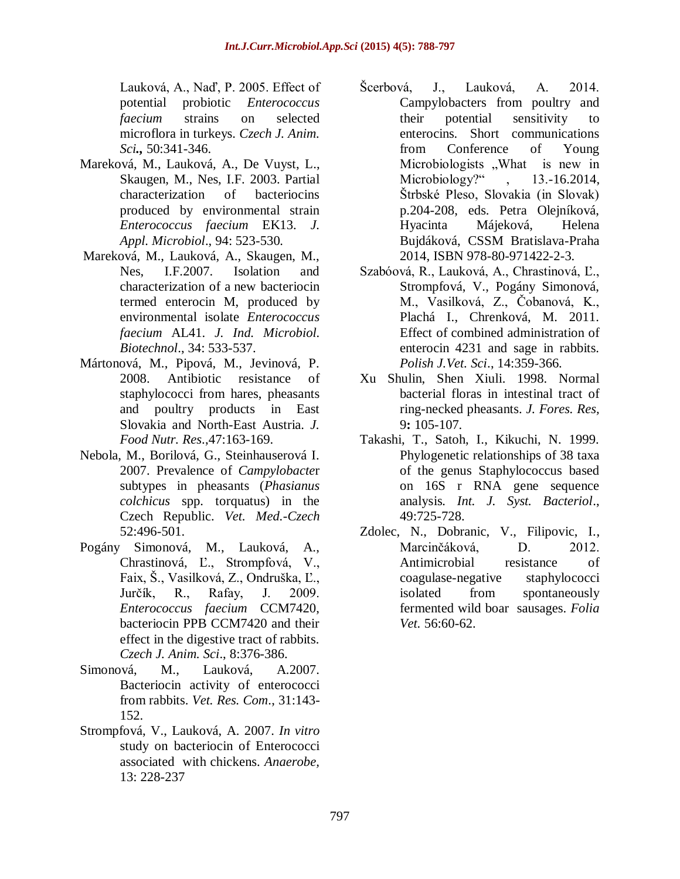Lauková, A., Naď, P. 2005. Effect of potential probiotic *Enterococcus faecium* strains on selected microflora in turkeys. *Czech J. Anim. Sci.,* 50:341-346.

Mareková, M., Lauková, A., De Vuyst, L., Skaugen, M., Nes, I.F. 2003. Partial characterization of bacteriocins produced by environmental strain *Enterococcus faecium* EK13. *J. Appl. Microbiol*., 94: 523-530.

Mareková, M., Lauková, A., Skaugen, M., Nes, I.F.2007. Isolation and characterization of a new bacteriocin termed enterocin M, produced by environmental isolate *Enterococcus faecium* AL41. *J. Ind. Microbiol. Biotechnol*., 34: 533-537.

Mártonová, M., Pipová, M., Jevinová, P. 2008. Antibiotic resistance of staphylococci from hares, pheasants and poultry products in East Slovakia and North-East Austria. *J. Food Nutr. Res*.,47:163-169.

Nebola, M., Borilová, G., Steinhauserová I. 2007. Prevalence of *Campylobacte*r subtypes in pheasants (*Phasianus colchicus* spp. torquatus) in the Czech Republic. *Vet. Med.-Czech* 52:496-501.

Pogány Simonová, M., Lauková, A., Chrastinová, Ľ., Strompfová, V., Faix, Š., Vasilková, Z., Ondruška, Ľ., Jurčík, R., Rafay, J. 2009. *Enterococcus faecium* CCM7420, bacteriocin PPB CCM7420 and their effect in the digestive tract of rabbits. *Czech J. Anim. Sci*., 8:376-386.

Simonová, M., Lauková, A.2007. Bacteriocin activity of enterococci from rabbits. *Vet. Res. Com*., 31:143-152.

Strompfová, V., Lauková, A. 2007. *In vitro* study on bacteriocin of Enterococci associated with chickens. *Anaerobe,* 13: 228-237

Ščerbová, J., Lauková, A. 2014. Campylobacters from poultry and their potential sensitivity to enterocins. Short communications from Conference of Young Microbiologists „What is new in Microbiology?" , 13.-16.2014, Štrbské Pleso, Slovakia (in Slovak) p.204-208, eds. Petra Olejníková, Hyacinta Májeková, Helena Bujdáková, CSSM Bratislava-Praha 2014, ISBN 978-80-971422-2-3.

Szabóová, R., Lauková, A., Chrastinová, Ľ., Strompfová, V., Pogány Simonová, M., Vasilková, Z., Čobanová, K., Plachá I., Chrenková, M. 2011. Effect of combined administration of enterocin 4231 and sage in rabbits. *Polish J.Vet. Sci*., 14:359-366.

Xu Shulin, Shen Xiuli. 1998. Normal bacterial floras in intestinal tract of ring-necked pheasants. *J. Fores. Res,* 9**:** 105-107.

Takashi, T., Satoh, I., Kikuchi, N. 1999. Phylogenetic relationships of 38 taxa of the genus Staphylococcus based on 16S r RNA gene sequence analysis. *Int. J. Syst. Bacteriol*., 49:725-728.

Zdolec, N., Dobranic, V., Filipovic, I., Marcinčáková, D. 2012. Antimicrobial resistance of coagulase-negative staphylococci isolated from spontaneously fermented wild boar sausages. *Folia Vet.* 56:60-62.